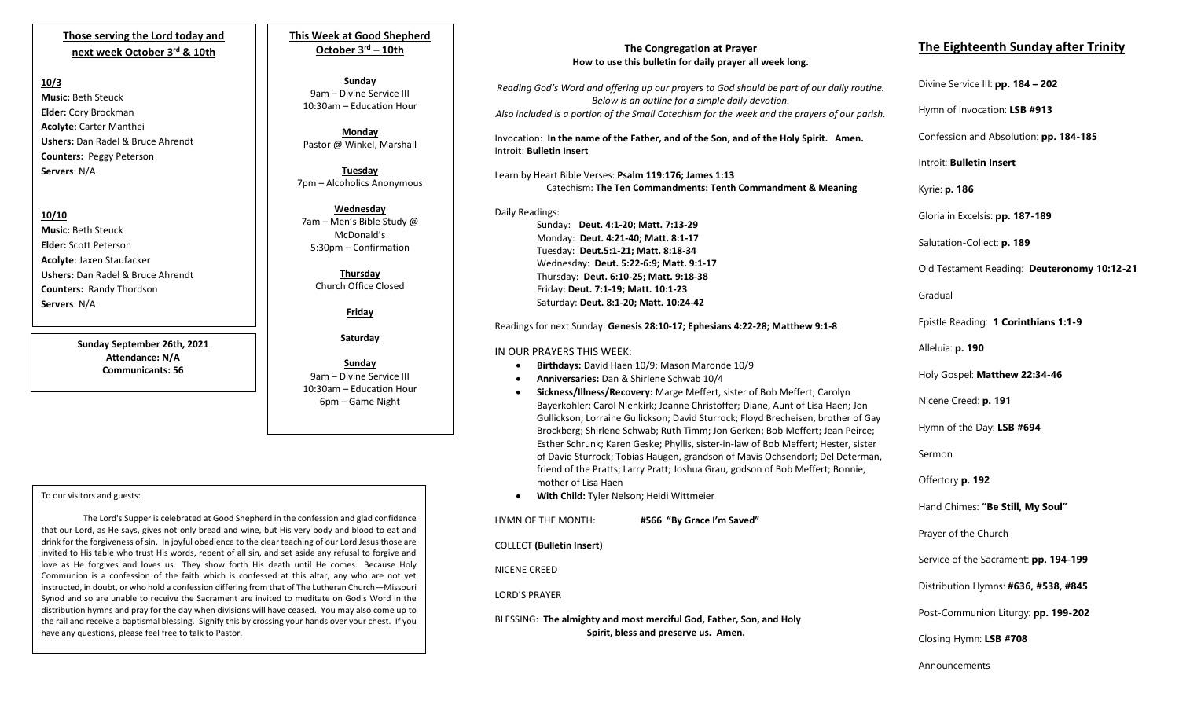## Those serving the Lord today and next week October 3rd & 10th

**10/3**

**Music:** Beth Steuck
**Elder:** Cory Brockman
**Acolyte**: Carter Manthei
**Ushers:** Dan Radel & Bruce Ahrendt
**Counters:** Peggy Peterson
**Servers**: N/A

**10/10**

**Music:** Beth Steuck
**Elder:** Scott Peterson
**Acolyte**: Jaxen Staufacker
**Ushers:** Dan Radel & Bruce Ahrendt
**Counters:** Randy Thordson
**Servers**: N/A

**Sunday September 26th, 2021**
**Attendance: N/A**
**Communicants: 56**

## This Week at Good Shepherd October 3rd – 10th

**Sunday**
9am – Divine Service III
10:30am – Education Hour

**Monday**
Pastor @ Winkel, Marshall

**Tuesday**
7pm – Alcoholics Anonymous

**Wednesday**
7am – Men's Bible Study @ McDonald's
5:30pm – Confirmation

**Thursday**
Church Office Closed

**Friday**

**Saturday**

**Sunday**
9am – Divine Service III
10:30am – Education Hour
6pm – Game Night

To our visitors and guests:

The Lord's Supper is celebrated at Good Shepherd in the confession and glad confidence that our Lord, as He says, gives not only bread and wine, but His very body and blood to eat and drink for the forgiveness of sin. In joyful obedience to the clear teaching of our Lord Jesus those are invited to His table who trust His words, repent of all sin, and set aside any refusal to forgive and love as He forgives and loves us. They show forth His death until He comes. Because Holy Communion is a confession of the faith which is confessed at this altar, any who are not yet instructed, in doubt, or who hold a confession differing from that of The Lutheran Church—Missouri Synod and so are unable to receive the Sacrament are invited to meditate on God's Word in the distribution hymns and pray for the day when divisions will have ceased. You may also come up to the rail and receive a baptismal blessing. Signify this by crossing your hands over your chest. If you have any questions, please feel free to talk to Pastor.

## The Congregation at Prayer
**How to use this bulletin for daily prayer all week long.**

*Reading God's Word and offering up our prayers to God should be part of our daily routine. Below is an outline for a simple daily devotion. Also included is a portion of the Small Catechism for the week and the prayers of our parish.*

Invocation: **In the name of the Father, and of the Son, and of the Holy Spirit. Amen.**
Introit: **Bulletin Insert**

Learn by Heart Bible Verses: **Psalm 119:176; James 1:13**
Catechism: **The Ten Commandments: Tenth Commandment & Meaning**

Daily Readings:
Sunday: **Deut. 4:1-20; Matt. 7:13-29**
Monday: **Deut. 4:21-40; Matt. 8:1-17**
Tuesday: **Deut.5:1-21; Matt. 8:18-34**
Wednesday: **Deut. 5:22-6:9; Matt. 9:1-17**
Thursday: **Deut. 6:10-25; Matt. 9:18-38**
Friday: **Deut. 7:1-19; Matt. 10:1-23**
Saturday: **Deut. 8:1-20; Matt. 10:24-42**

Readings for next Sunday: **Genesis 28:10-17; Ephesians 4:22-28; Matthew 9:1-8**

IN OUR PRAYERS THIS WEEK:

- **Birthdays:** David Haen 10/9; Mason Maronde 10/9
- **Anniversaries:** Dan & Shirlene Schwab 10/4
- **Sickness/Illness/Recovery:** Marge Meffert, sister of Bob Meffert; Carolyn Bayerkohler; Carol Nienkirk; Joanne Christoffer; Diane, Aunt of Lisa Haen; Jon Gullickson; Lorraine Gullickson; David Sturrock; Floyd Brecheisen, brother of Gay Brockberg; Shirlene Schwab; Ruth Timm; Jon Gerken; Bob Meffert; Jean Peirce; Esther Schrunk; Karen Geske; Phyllis, sister-in-law of Bob Meffert; Hester, sister of David Sturrock; Tobias Haugen, grandson of Mavis Ochsendorf; Del Determan, friend of the Pratts; Larry Pratt; Joshua Grau, godson of Bob Meffert; Bonnie, mother of Lisa Haen
- **With Child:** Tyler Nelson; Heidi Wittmeier

HYMN OF THE MONTH: **#566 "By Grace I'm Saved"**

COLLECT **(Bulletin Insert)**

NICENE CREED

LORD'S PRAYER

BLESSING: **The almighty and most merciful God, Father, Son, and Holy Spirit, bless and preserve us. Amen.**

## The Eighteenth Sunday after Trinity

Divine Service III: **pp. 184 – 202**

Hymn of Invocation: **LSB #913**

Confession and Absolution: **pp. 184-185**

Introit: **Bulletin Insert**

Kyrie: **p. 186**

Gloria in Excelsis: **pp. 187-189**

Salutation-Collect: **p. 189**

Old Testament Reading: **Deuteronomy 10:12-21**

Gradual

Epistle Reading: **1 Corinthians 1:1-9**

Alleluia: **p. 190**

Holy Gospel: **Matthew 22:34-46**

Nicene Creed: **p. 191**

Hymn of the Day: **LSB #694**

Sermon

Offertory **p. 192**

Hand Chimes: **"Be Still, My Soul"**

Prayer of the Church

Service of the Sacrament: **pp. 194-199**

Distribution Hymns: **#636, #538, #845**

Post-Communion Liturgy: **pp. 199-202**

Closing Hymn: **LSB #708**

Announcements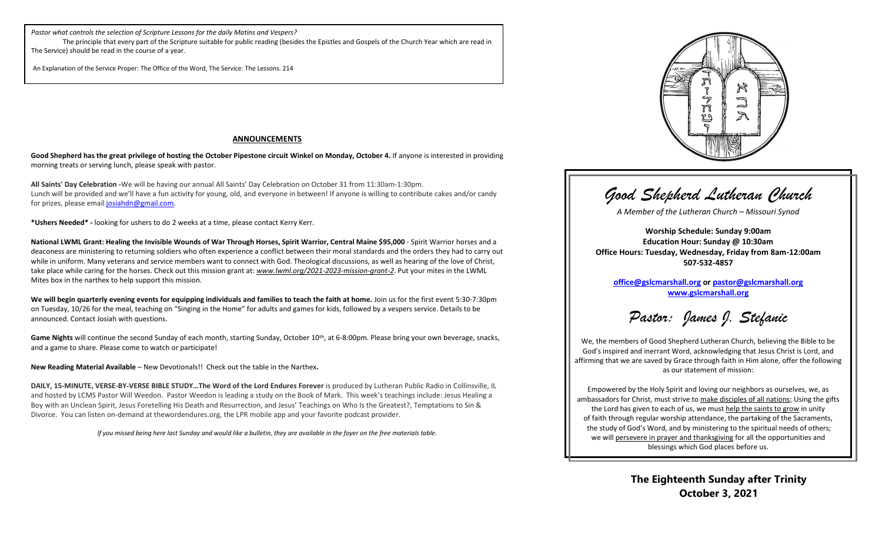*Pastor what controls the selection of Scripture Lessons for the daily Matins and Vespers?*

The principle that every part of the Scripture suitable for public reading (besides the Epistles and Gospels of the Church Year which are read in The Service) should be read in the course of a year.

An Explanation of the Service Proper: The Office of the Word, The Service: The Lessons. 214

## ANNOUNCEMENTS

**Good Shepherd has the great privilege of hosting the October Pipestone circuit Winkel on Monday, October 4.** If anyone is interested in providing morning treats or serving lunch, please speak with pastor.

**All Saints' Day Celebration -**We will be having our annual All Saints' Day Celebration on October 31 from 11:30am-1:30pm. Lunch will be provided and we'll have a fun activity for young, old, and everyone in between! If anyone is willing to contribute cakes and/or candy for prizes, please email josiahdn@gmail.com.

**\*Ushers Needed\* -** looking for ushers to do 2 weeks at a time, please contact Kerry Kerr.

**National LWML Grant: Healing the Invisible Wounds of War Through Horses, Spirit Warrior, Central Maine $95,000** - Spirit Warrior horses and a deaconess are ministering to returning soldiers who often experience a conflict between their moral standards and the orders they had to carry out while in uniform. Many veterans and service members want to connect with God. Theological discussions, as well as hearing of the love of Christ, take place while caring for the horses. Check out this mission grant at: *www.lwml.org/2021-2023-mission-grant-2*. Put your mites in the LWML Mites box in the narthex to help support this mission.

**We will begin quarterly evening events for equipping individuals and families to teach the faith at home.** Join us for the first event 5:30-7:30pm on Tuesday, 10/26 for the meal, teaching on "Singing in the Home" for adults and games for kids, followed by a vespers service. Details to be announced. Contact Josiah with questions.

**Game Nights** will continue the second Sunday of each month, starting Sunday, October 10th, at 6-8:00pm. Please bring your own beverage, snacks, and a game to share. Please come to watch or participate!

**New Reading Material Available** – New Devotionals!! Check out the table in the Narthex**.**

**DAILY, 15-MINUTE, VERSE-BY-VERSE BIBLE STUDY…The Word of the Lord Endures Forever** is produced by Lutheran Public Radio in Collinsville, IL and hosted by LCMS Pastor Will Weedon. Pastor Weedon is leading a study on the Book of Mark. This week's teachings include: Jesus Healing a Boy with an Unclean Spirit, Jesus Foretelling His Death and Resurrection, and Jesus' Teachings on Who Is the Greatest?, Temptations to Sin & Divorce. You can listen on-demand at thewordendures.org, the LPR mobile app and your favorite podcast provider.

*If you missed being here last Sunday and would like a bulletin, they are available in the foyer on the free materials table.*

# *Good Shepherd Lutheran Church*

*A Member of the Lutheran Church – Missouri Synod*

**Worship Schedule: Sunday 9:00am**
**Education Hour: Sunday @ 10:30am**
**Office Hours: Tuesday, Wednesday, Friday from 8am-12:00am**
**507-532-4857**

**office@gslcmarshall.org or pastor@gslcmarshall.org**
**www.gslcmarshall.org**

## *Pastor: James J. Stefanic*

We, the members of Good Shepherd Lutheran Church, believing the Bible to be God's inspired and inerrant Word, acknowledging that Jesus Christ is Lord, and affirming that we are saved by Grace through faith in Him alone, offer the following as our statement of mission:

Empowered by the Holy Spirit and loving our neighbors as ourselves, we, as ambassadors for Christ, must strive to make disciples of all nations; Using the gifts the Lord has given to each of us, we must help the saints to grow in unity of faith through regular worship attendance, the partaking of the Sacraments, the study of God's Word, and by ministering to the spiritual needs of others; we will persevere in prayer and thanksgiving for all the opportunities and blessings which God places before us.

**The Eighteenth Sunday after Trinity**
**October 3, 2021**